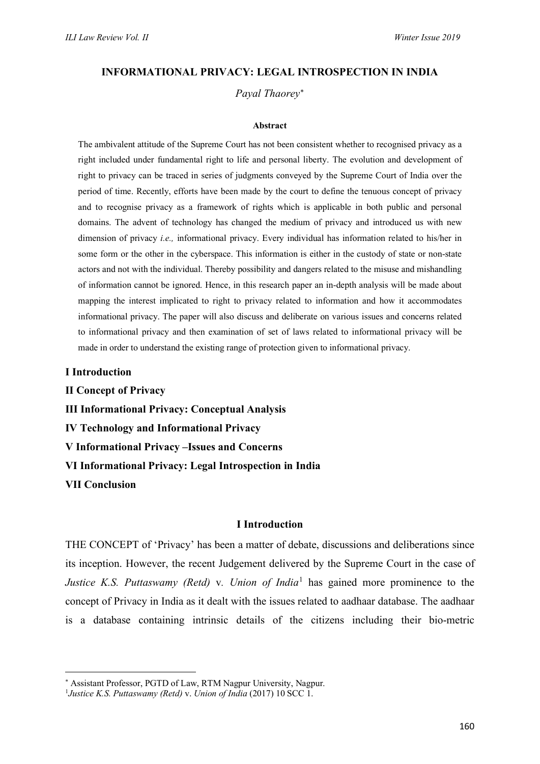# INFORMATIONAL PRIVACY: LEGAL INTROSPECTION IN INDIA

*Payal Thaorey*[*]

**Abstract**

The ambivalent attitude of the Supreme Court has not been consistent whether to recognised privacy as a right included under fundamental right to life and personal liberty. The evolution and development of right to privacy can be traced in series of judgments conveyed by the Supreme Court of India over the period of time. Recently, efforts have been made by the court to define the tenuous concept of privacy and to recognise privacy as a framework of rights which is applicable in both public and personal domains. The advent of technology has changed the medium of privacy and introduced us with new dimension of privacy *i.e.,* informational privacy. Every individual has information related to his/her in some form or the other in the cyberspace. This information is either in the custody of state or non-state actors and not with the individual. Thereby possibility and dangers related to the misuse and mishandling of information cannot be ignored. Hence, in this research paper an in-depth analysis will be made about mapping the interest implicated to right to privacy related to information and how it accommodates informational privacy. The paper will also discuss and deliberate on various issues and concerns related to informational privacy and then examination of set of laws related to informational privacy will be made in order to understand the existing range of protection given to informational privacy.

**I Introduction**

**II Concept of Privacy**

**III Informational Privacy: Conceptual Analysis**

**IV Technology and Informational Privacy**

**V Informational Privacy –Issues and Concerns**

**VI Informational Privacy: Legal Introspection in India**

**VII Conclusion**

## I Introduction

THE CONCEPT of 'Privacy' has been a matter of debate, discussions and deliberations since its inception. However, the recent Judgement delivered by the Supreme Court in the case of *Justice K.S. Puttaswamy (Retd)* v. *Union of India*[1] has gained more prominence to the concept of Privacy in India as it dealt with the issues related to aadhaar database. The aadhaar is a database containing intrinsic details of the citizens including their bio-metric

---

[*] Assistant Professor, PGTD of Law, RTM Nagpur University, Nagpur.

[1] *Justice K.S. Puttaswamy (Retd)* v. *Union of India* (2017) 10 SCC 1.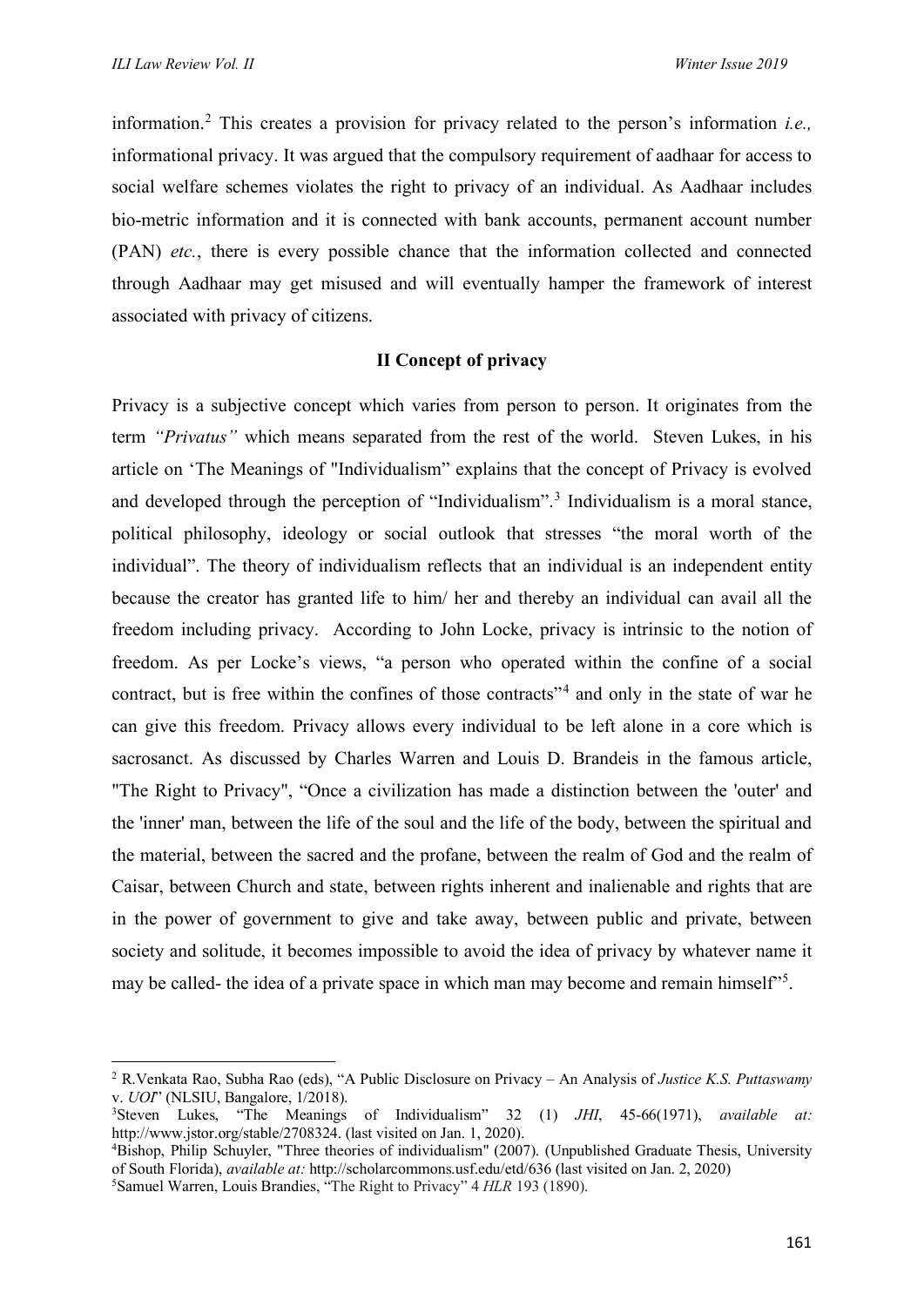information.[2] This creates a provision for privacy related to the person's information *i.e.,* informational privacy. It was argued that the compulsory requirement of aadhaar for access to social welfare schemes violates the right to privacy of an individual. As Aadhaar includes bio-metric information and it is connected with bank accounts, permanent account number (PAN) *etc.*, there is every possible chance that the information collected and connected through Aadhaar may get misused and will eventually hamper the framework of interest associated with privacy of citizens.

## II Concept of privacy

Privacy is a subjective concept which varies from person to person. It originates from the term *"Privatus"* which means separated from the rest of the world. Steven Lukes, in his article on 'The Meanings of "Individualism" explains that the concept of Privacy is evolved and developed through the perception of "Individualism".[3] Individualism is a moral stance, political philosophy, ideology or social outlook that stresses "the moral worth of the individual". The theory of individualism reflects that an individual is an independent entity because the creator has granted life to him/ her and thereby an individual can avail all the freedom including privacy. According to John Locke, privacy is intrinsic to the notion of freedom. As per Locke's views, "a person who operated within the confine of a social contract, but is free within the confines of those contracts"[4] and only in the state of war he can give this freedom. Privacy allows every individual to be left alone in a core which is sacrosanct. As discussed by Charles Warren and Louis D. Brandeis in the famous article, "The Right to Privacy", "Once a civilization has made a distinction between the 'outer' and the 'inner' man, between the life of the soul and the life of the body, between the spiritual and the material, between the sacred and the profane, between the realm of God and the realm of Caisar, between Church and state, between rights inherent and inalienable and rights that are in the power of government to give and take away, between public and private, between society and solitude, it becomes impossible to avoid the idea of privacy by whatever name it may be called- the idea of a private space in which man may become and remain himself"[5].

---

[2] R.Venkata Rao, Subha Rao (eds), "A Public Disclosure on Privacy – An Analysis of *Justice K.S. Puttaswamy* v. *UOI*" (NLSIU, Bangalore, 1/2018).

[3] Steven Lukes, "The Meanings of Individualism" 32 (1) *JHI*, 45-66(1971), *available at:* http://www.jstor.org/stable/2708324. (last visited on Jan. 1, 2020).

[4] Bishop, Philip Schuyler, "Three theories of individualism" (2007). (Unpublished Graduate Thesis, University of South Florida), *available at:* http://scholarcommons.usf.edu/etd/636 (last visited on Jan. 2, 2020)

[5] Samuel Warren, Louis Brandies, "The Right to Privacy" 4 *HLR* 193 (1890).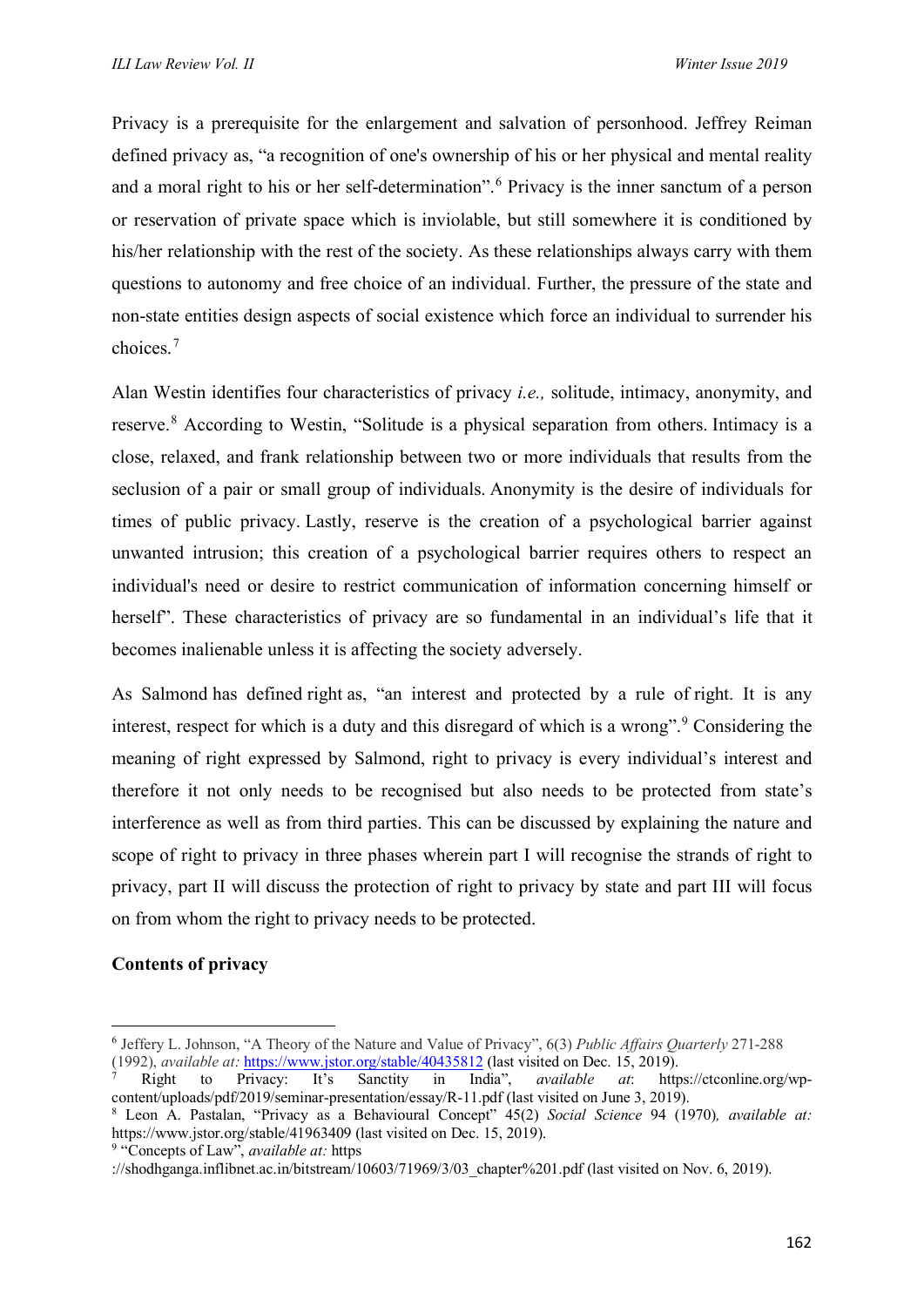Privacy is a prerequisite for the enlargement and salvation of personhood. Jeffrey Reiman defined privacy as, "a recognition of one's ownership of his or her physical and mental reality and a moral right to his or her self-determination".[6] Privacy is the inner sanctum of a person or reservation of private space which is inviolable, but still somewhere it is conditioned by his/her relationship with the rest of the society. As these relationships always carry with them questions to autonomy and free choice of an individual. Further, the pressure of the state and non-state entities design aspects of social existence which force an individual to surrender his choices.[7]

Alan Westin identifies four characteristics of privacy *i.e.,* solitude, intimacy, anonymity, and reserve.[8] According to Westin, "Solitude is a physical separation from others. Intimacy is a close, relaxed, and frank relationship between two or more individuals that results from the seclusion of a pair or small group of individuals. Anonymity is the desire of individuals for times of public privacy. Lastly, reserve is the creation of a psychological barrier against unwanted intrusion; this creation of a psychological barrier requires others to respect an individual's need or desire to restrict communication of information concerning himself or herself". These characteristics of privacy are so fundamental in an individual's life that it becomes inalienable unless it is affecting the society adversely.

As Salmond has defined right as, "an interest and protected by a rule of right. It is any interest, respect for which is a duty and this disregard of which is a wrong".[9] Considering the meaning of right expressed by Salmond, right to privacy is every individual's interest and therefore it not only needs to be recognised but also needs to be protected from state's interference as well as from third parties. This can be discussed by explaining the nature and scope of right to privacy in three phases wherein part I will recognise the strands of right to privacy, part II will discuss the protection of right to privacy by state and part III will focus on from whom the right to privacy needs to be protected.

**Contents of privacy**

---

[6] Jeffery L. Johnson, "A Theory of the Nature and Value of Privacy", 6(3) *Public Affairs Quarterly* 271-288 (1992), *available at:* https://www.jstor.org/stable/40435812 (last visited on Dec. 15, 2019).

[7] Right to Privacy: It's Sanctity in India", *available at*: https://ctconline.org/wp-content/uploads/pdf/2019/seminar-presentation/essay/R-11.pdf (last visited on June 3, 2019).

[8] Leon A. Pastalan, "Privacy as a Behavioural Concept" 45(2) *Social Science* 94 (1970)*, available at:* https://www.jstor.org/stable/41963409 (last visited on Dec. 15, 2019).

[9] "Concepts of Law", *available at:* https ://shodhganga.inflibnet.ac.in/bitstream/10603/71969/3/03_chapter%201.pdf (last visited on Nov. 6, 2019).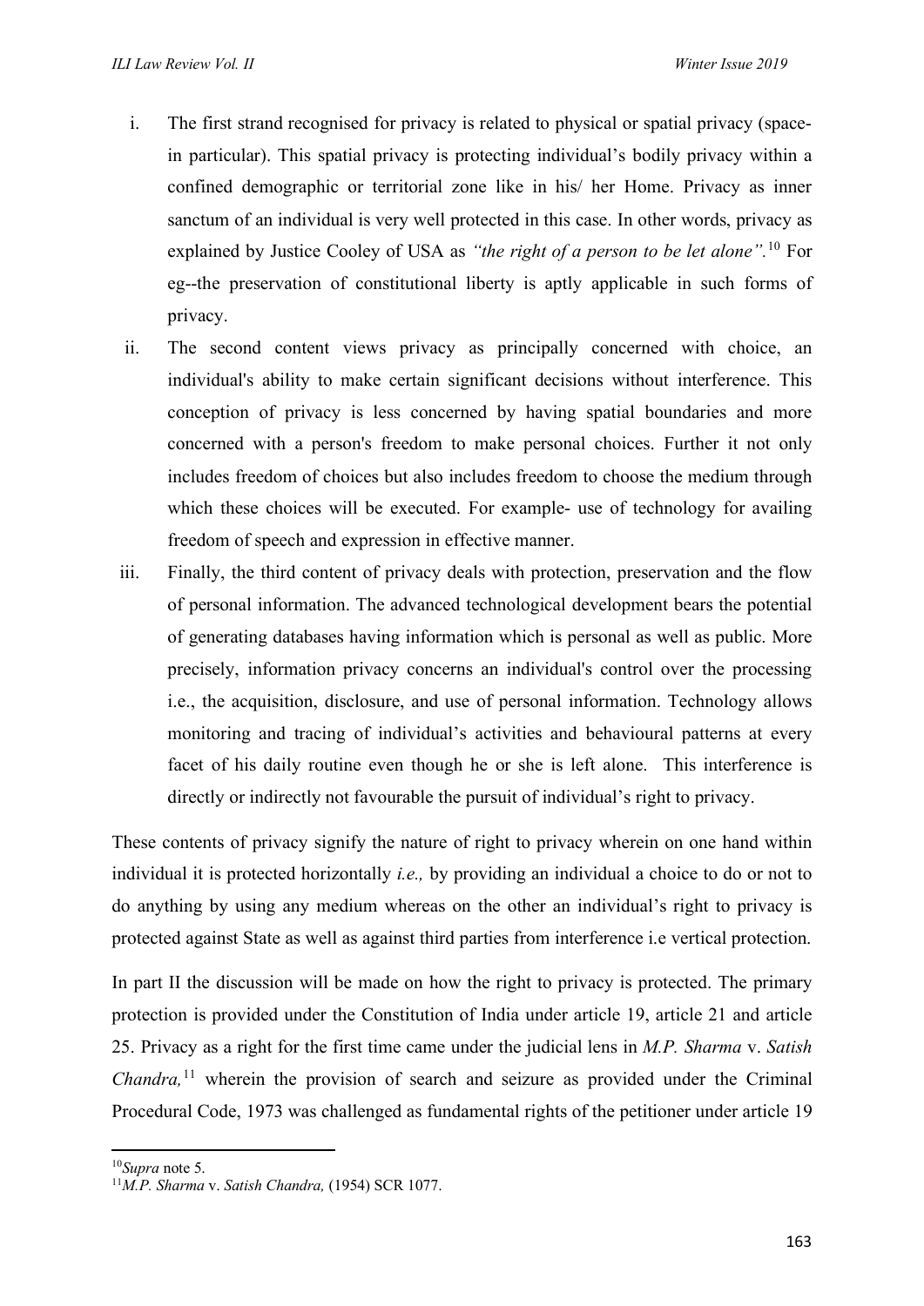i. The first strand recognised for privacy is related to physical or spatial privacy (space-in particular). This spatial privacy is protecting individual's bodily privacy within a confined demographic or territorial zone like in his/ her Home. Privacy as inner sanctum of an individual is very well protected in this case. In other words, privacy as explained by Justice Cooley of USA as *"the right of a person to be let alone"*.[10] For eg--the preservation of constitutional liberty is aptly applicable in such forms of privacy.

ii. The second content views privacy as principally concerned with choice, an individual's ability to make certain significant decisions without interference. This conception of privacy is less concerned by having spatial boundaries and more concerned with a person's freedom to make personal choices. Further it not only includes freedom of choices but also includes freedom to choose the medium through which these choices will be executed. For example- use of technology for availing freedom of speech and expression in effective manner.

iii. Finally, the third content of privacy deals with protection, preservation and the flow of personal information. The advanced technological development bears the potential of generating databases having information which is personal as well as public. More precisely, information privacy concerns an individual's control over the processing i.e., the acquisition, disclosure, and use of personal information. Technology allows monitoring and tracing of individual's activities and behavioural patterns at every facet of his daily routine even though he or she is left alone. This interference is directly or indirectly not favourable the pursuit of individual's right to privacy.

These contents of privacy signify the nature of right to privacy wherein on one hand within individual it is protected horizontally *i.e.,* by providing an individual a choice to do or not to do anything by using any medium whereas on the other an individual's right to privacy is protected against State as well as against third parties from interference i.e vertical protection.

In part II the discussion will be made on how the right to privacy is protected. The primary protection is provided under the Constitution of India under article 19, article 21 and article 25. Privacy as a right for the first time came under the judicial lens in *M.P. Sharma* v. *Satish Chandra,*[11] wherein the provision of search and seizure as provided under the Criminal Procedural Code, 1973 was challenged as fundamental rights of the petitioner under article 19

---

[10] *Supra* note 5.

[11] *M.P. Sharma* v. *Satish Chandra,* (1954) SCR 1077.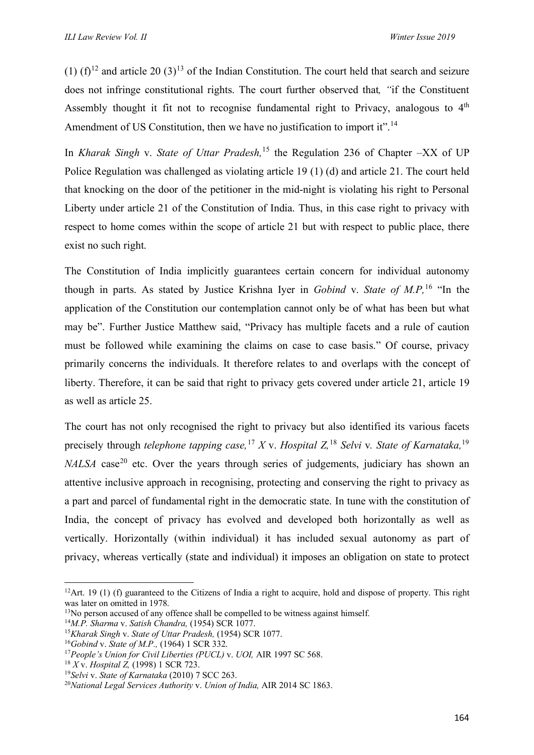(1) (f)[12] and article 20 (3)[13] of the Indian Constitution. The court held that search and seizure does not infringe constitutional rights. The court further observed that*, "*if the Constituent Assembly thought it fit not to recognise fundamental right to Privacy, analogous to 4th Amendment of US Constitution, then we have no justification to import it".[14]

In *Kharak Singh* v. *State of Uttar Pradesh,*[15] the Regulation 236 of Chapter –XX of UP Police Regulation was challenged as violating article 19 (1) (d) and article 21. The court held that knocking on the door of the petitioner in the mid-night is violating his right to Personal Liberty under article 21 of the Constitution of India. Thus, in this case right to privacy with respect to home comes within the scope of article 21 but with respect to public place, there exist no such right.

The Constitution of India implicitly guarantees certain concern for individual autonomy though in parts. As stated by Justice Krishna Iyer in *Gobind* v. *State of M.P,*[16] "In the application of the Constitution our contemplation cannot only be of what has been but what may be". Further Justice Matthew said, "Privacy has multiple facets and a rule of caution must be followed while examining the claims on case to case basis." Of course, privacy primarily concerns the individuals. It therefore relates to and overlaps with the concept of liberty. Therefore, it can be said that right to privacy gets covered under article 21, article 19 as well as article 25.

The court has not only recognised the right to privacy but also identified its various facets precisely through *telephone tapping case,*[17] *X* v. *Hospital Z,*[18] *Selvi* v*. State of Karnataka,*[19] *NALSA* case[20] etc. Over the years through series of judgements, judiciary has shown an attentive inclusive approach in recognising, protecting and conserving the right to privacy as a part and parcel of fundamental right in the democratic state. In tune with the constitution of India, the concept of privacy has evolved and developed both horizontally as well as vertically. Horizontally (within individual) it has included sexual autonomy as part of privacy, whereas vertically (state and individual) it imposes an obligation on state to protect

---

[12]Art. 19 (1) (f) guaranteed to the Citizens of India a right to acquire, hold and dispose of property. This right was later on omitted in 1978.

[13]No person accused of any offence shall be compelled to be witness against himself.

[14]*M.P. Sharma* v. *Satish Chandra,* (1954) SCR 1077.

[15]*Kharak Singh* v. *State of Uttar Pradesh,* (1954) SCR 1077.

[16]*Gobind* v. *State of M.P.,* (1964) 1 SCR 332.

[17]*People's Union for Civil Liberties (PUCL)* v. *UOI,* AIR 1997 SC 568.

[18] *X* v. *Hospital Z,* (1998) 1 SCR 723.

[19]*Selvi* v. *State of Karnataka* (2010) 7 SCC 263.

[20]*National Legal Services Authority* v. *Union of India,* AIR 2014 SC 1863.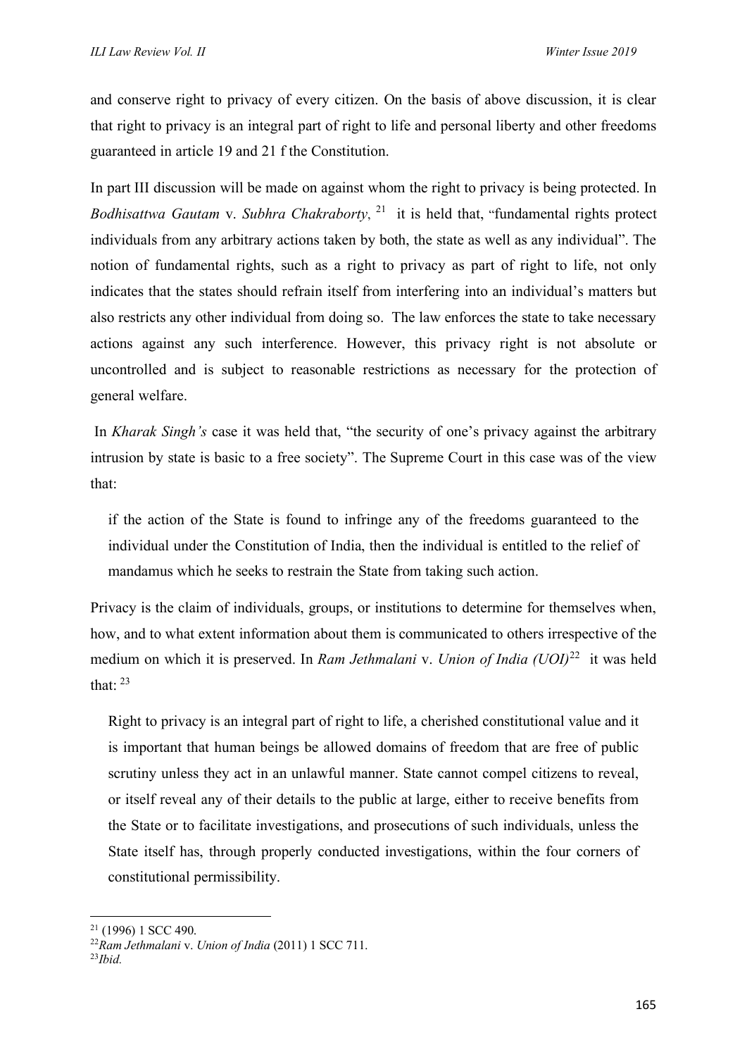and conserve right to privacy of every citizen. On the basis of above discussion, it is clear that right to privacy is an integral part of right to life and personal liberty and other freedoms guaranteed in article 19 and 21 f the Constitution.

In part III discussion will be made on against whom the right to privacy is being protected. In *Bodhisattwa Gautam* v. *Subhra Chakraborty*, [21] it is held that, "fundamental rights protect individuals from any arbitrary actions taken by both, the state as well as any individual". The notion of fundamental rights, such as a right to privacy as part of right to life, not only indicates that the states should refrain itself from interfering into an individual's matters but also restricts any other individual from doing so. The law enforces the state to take necessary actions against any such interference. However, this privacy right is not absolute or uncontrolled and is subject to reasonable restrictions as necessary for the protection of general welfare.

In *Kharak Singh's* case it was held that, "the security of one's privacy against the arbitrary intrusion by state is basic to a free society". The Supreme Court in this case was of the view that:

> if the action of the State is found to infringe any of the freedoms guaranteed to the individual under the Constitution of India, then the individual is entitled to the relief of mandamus which he seeks to restrain the State from taking such action.

Privacy is the claim of individuals, groups, or institutions to determine for themselves when, how, and to what extent information about them is communicated to others irrespective of the medium on which it is preserved. In *Ram Jethmalani* v. *Union of India (UOI)*[22] it was held that: [23]

> Right to privacy is an integral part of right to life, a cherished constitutional value and it is important that human beings be allowed domains of freedom that are free of public scrutiny unless they act in an unlawful manner. State cannot compel citizens to reveal, or itself reveal any of their details to the public at large, either to receive benefits from the State or to facilitate investigations, and prosecutions of such individuals, unless the State itself has, through properly conducted investigations, within the four corners of constitutional permissibility.

---

[21] (1996) 1 SCC 490.

[22] *Ram Jethmalani* v. *Union of India* (2011) 1 SCC 711.

[23] *Ibid.*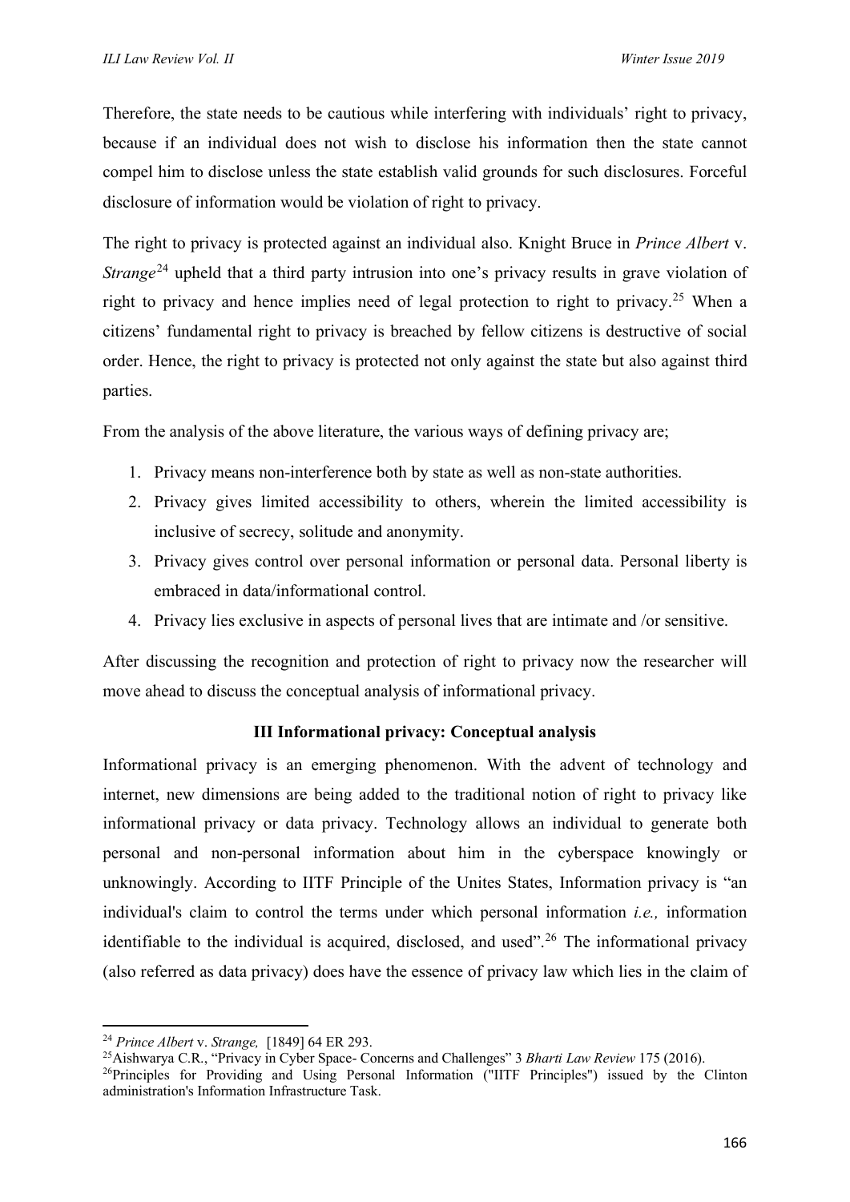Therefore, the state needs to be cautious while interfering with individuals' right to privacy, because if an individual does not wish to disclose his information then the state cannot compel him to disclose unless the state establish valid grounds for such disclosures. Forceful disclosure of information would be violation of right to privacy.

The right to privacy is protected against an individual also. Knight Bruce in *Prince Albert* v. *Strange*[24] upheld that a third party intrusion into one's privacy results in grave violation of right to privacy and hence implies need of legal protection to right to privacy.[25] When a citizens' fundamental right to privacy is breached by fellow citizens is destructive of social order. Hence, the right to privacy is protected not only against the state but also against third parties.

From the analysis of the above literature, the various ways of defining privacy are;

1. Privacy means non-interference both by state as well as non-state authorities.
2. Privacy gives limited accessibility to others, wherein the limited accessibility is inclusive of secrecy, solitude and anonymity.
3. Privacy gives control over personal information or personal data. Personal liberty is embraced in data/informational control.
4. Privacy lies exclusive in aspects of personal lives that are intimate and /or sensitive.

After discussing the recognition and protection of right to privacy now the researcher will move ahead to discuss the conceptual analysis of informational privacy.

## III Informational privacy: Conceptual analysis

Informational privacy is an emerging phenomenon. With the advent of technology and internet, new dimensions are being added to the traditional notion of right to privacy like informational privacy or data privacy. Technology allows an individual to generate both personal and non-personal information about him in the cyberspace knowingly or unknowingly. According to IITF Principle of the Unites States, Information privacy is "an individual's claim to control the terms under which personal information *i.e.,* information identifiable to the individual is acquired, disclosed, and used".[26] The informational privacy (also referred as data privacy) does have the essence of privacy law which lies in the claim of

---

[24] *Prince Albert* v. *Strange,* [1849] 64 ER 293.

[25] Aishwarya C.R., "Privacy in Cyber Space- Concerns and Challenges" 3 *Bharti Law Review* 175 (2016).

[26] Principles for Providing and Using Personal Information ("IITF Principles") issued by the Clinton administration's Information Infrastructure Task.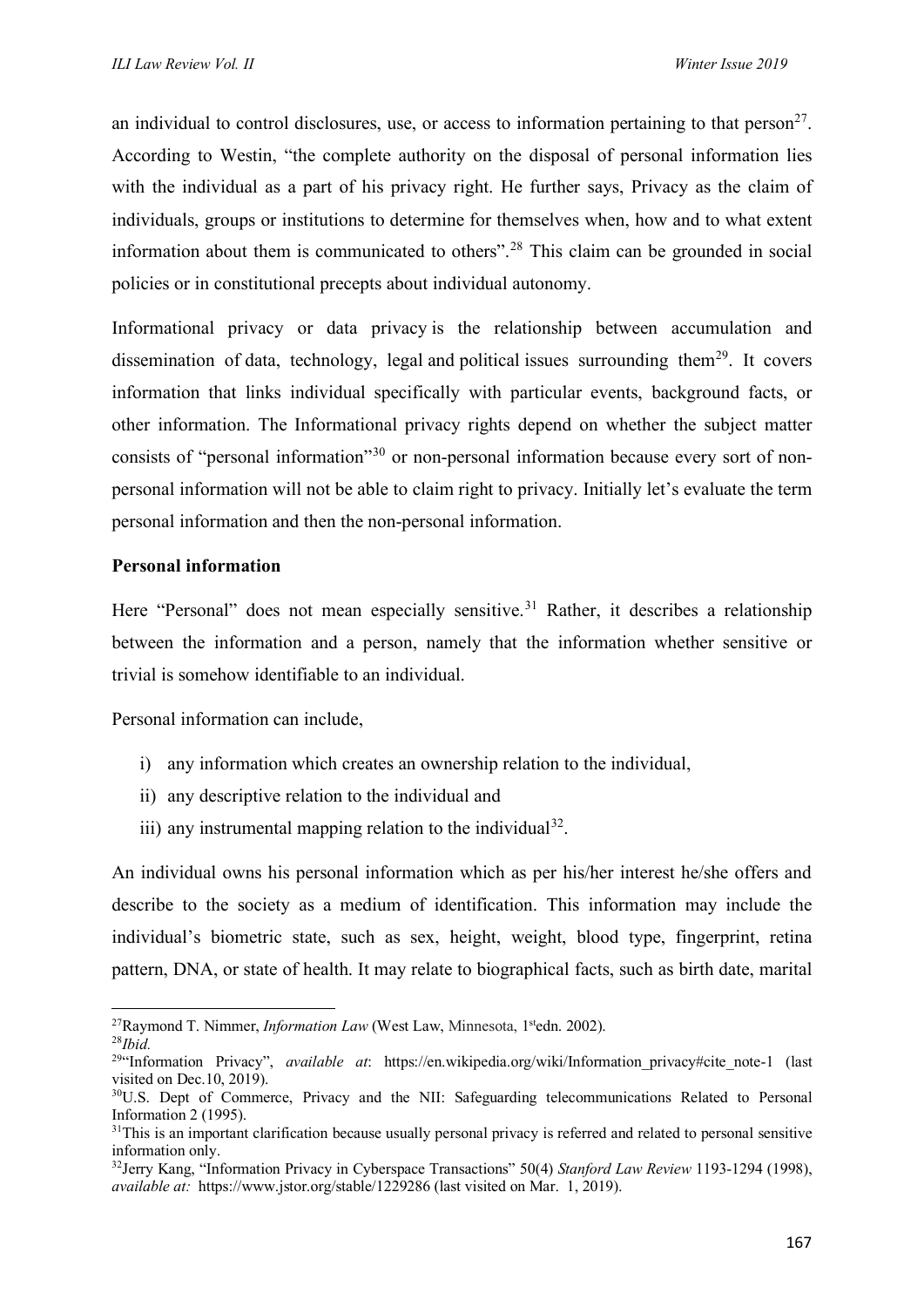an individual to control disclosures, use, or access to information pertaining to that person[27]. According to Westin, "the complete authority on the disposal of personal information lies with the individual as a part of his privacy right. He further says, Privacy as the claim of individuals, groups or institutions to determine for themselves when, how and to what extent information about them is communicated to others".[28] This claim can be grounded in social policies or in constitutional precepts about individual autonomy.

Informational privacy or data privacy is the relationship between accumulation and dissemination of data, technology, legal and political issues surrounding them[29]. It covers information that links individual specifically with particular events, background facts, or other information. The Informational privacy rights depend on whether the subject matter consists of "personal information"[30] or non-personal information because every sort of non-personal information will not be able to claim right to privacy. Initially let's evaluate the term personal information and then the non-personal information.

**Personal information**

Here "Personal" does not mean especially sensitive.[31] Rather, it describes a relationship between the information and a person, namely that the information whether sensitive or trivial is somehow identifiable to an individual.

Personal information can include,

i) any information which creates an ownership relation to the individual,
ii) any descriptive relation to the individual and
iii) any instrumental mapping relation to the individual[32].

An individual owns his personal information which as per his/her interest he/she offers and describe to the society as a medium of identification. This information may include the individual's biometric state, such as sex, height, weight, blood type, fingerprint, retina pattern, DNA, or state of health. It may relate to biographical facts, such as birth date, marital

---

[27] Raymond T. Nimmer, *Information Law* (West Law, Minnesota, 1st edn. 2002).
[28] *Ibid.*
[29] "Information Privacy", *available at*: https://en.wikipedia.org/wiki/Information_privacy#cite_note-1 (last visited on Dec.10, 2019).
[30] U.S. Dept of Commerce, Privacy and the NII: Safeguarding telecommunications Related to Personal Information 2 (1995).
[31] This is an important clarification because usually personal privacy is referred and related to personal sensitive information only.
[32] Jerry Kang, "Information Privacy in Cyberspace Transactions" 50(4) *Stanford Law Review* 1193-1294 (1998), *available at:* https://www.jstor.org/stable/1229286 (last visited on Mar. 1, 2019).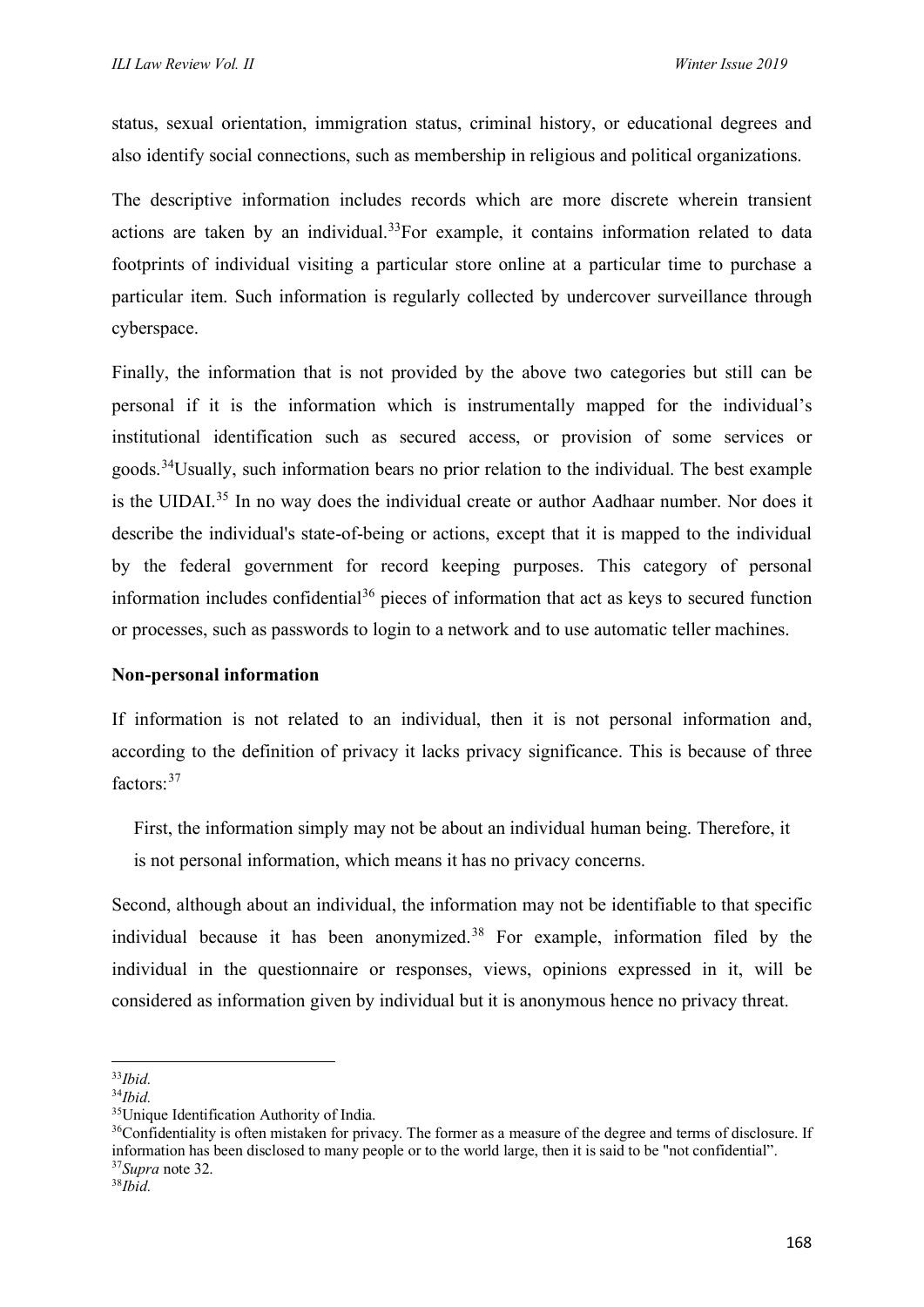status, sexual orientation, immigration status, criminal history, or educational degrees and also identify social connections, such as membership in religious and political organizations.

The descriptive information includes records which are more discrete wherein transient actions are taken by an individual.[33] For example, it contains information related to data footprints of individual visiting a particular store online at a particular time to purchase a particular item. Such information is regularly collected by undercover surveillance through cyberspace.

Finally, the information that is not provided by the above two categories but still can be personal if it is the information which is instrumentally mapped for the individual's institutional identification such as secured access, or provision of some services or goods.[34] Usually, such information bears no prior relation to the individual. The best example is the UIDAI.[35] In no way does the individual create or author Aadhaar number. Nor does it describe the individual's state-of-being or actions, except that it is mapped to the individual by the federal government for record keeping purposes. This category of personal information includes confidential[36] pieces of information that act as keys to secured function or processes, such as passwords to login to a network and to use automatic teller machines.

**Non-personal information**

If information is not related to an individual, then it is not personal information and, according to the definition of privacy it lacks privacy significance. This is because of three factors:[37]

> First, the information simply may not be about an individual human being. Therefore, it is not personal information, which means it has no privacy concerns.

Second, although about an individual, the information may not be identifiable to that specific individual because it has been anonymized.[38] For example, information filed by the individual in the questionnaire or responses, views, opinions expressed in it, will be considered as information given by individual but it is anonymous hence no privacy threat.

---

[33] *Ibid.*

[34] *Ibid.*

[35] Unique Identification Authority of India.

[36] Confidentiality is often mistaken for privacy. The former as a measure of the degree and terms of disclosure. If information has been disclosed to many people or to the world large, then it is said to be "not confidential".

[37] *Supra* note 32.

[38] *Ibid.*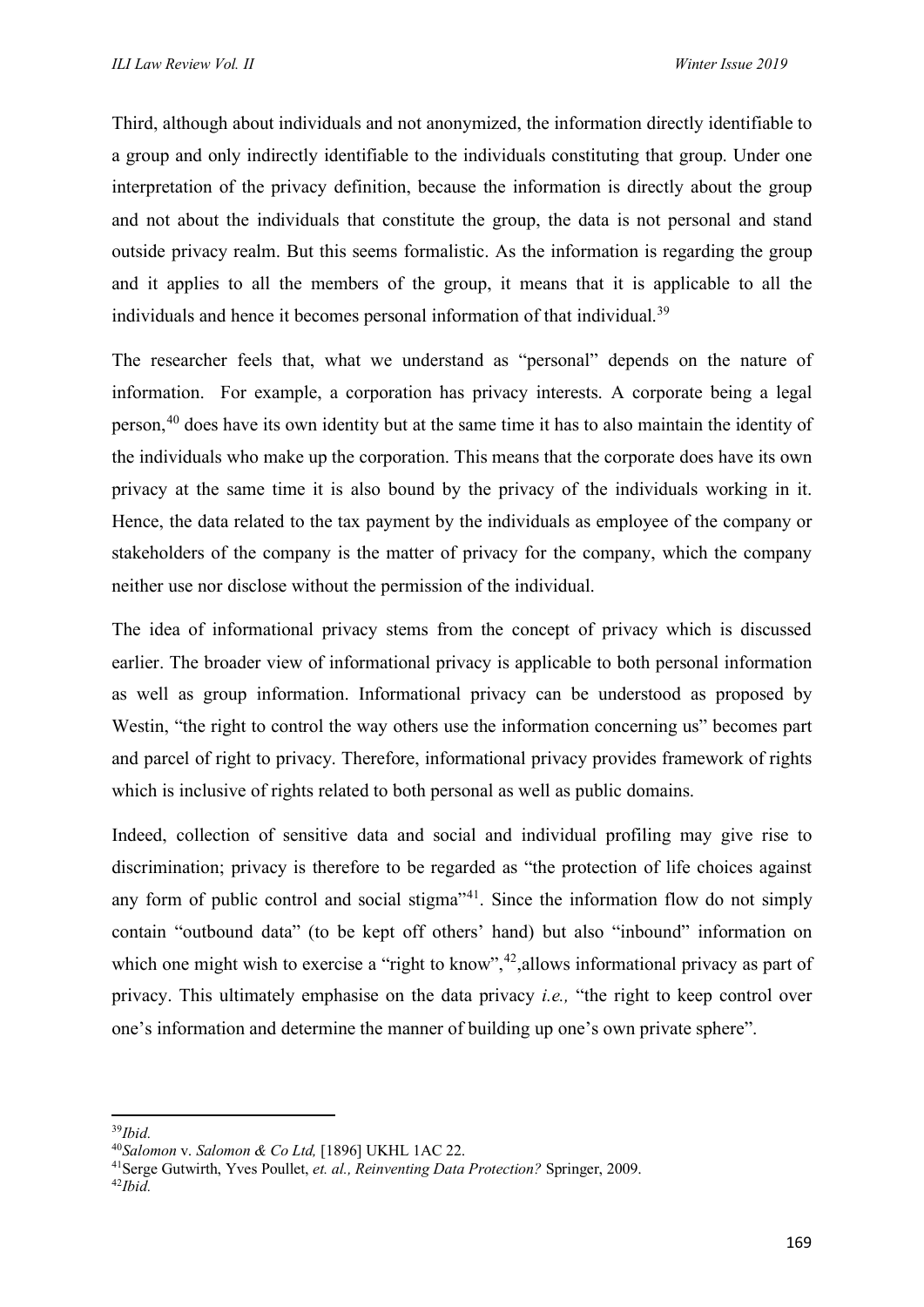Third, although about individuals and not anonymized, the information directly identifiable to a group and only indirectly identifiable to the individuals constituting that group. Under one interpretation of the privacy definition, because the information is directly about the group and not about the individuals that constitute the group, the data is not personal and stand outside privacy realm. But this seems formalistic. As the information is regarding the group and it applies to all the members of the group, it means that it is applicable to all the individuals and hence it becomes personal information of that individual.[39]

The researcher feels that, what we understand as "personal" depends on the nature of information. For example, a corporation has privacy interests. A corporate being a legal person,[40] does have its own identity but at the same time it has to also maintain the identity of the individuals who make up the corporation. This means that the corporate does have its own privacy at the same time it is also bound by the privacy of the individuals working in it. Hence, the data related to the tax payment by the individuals as employee of the company or stakeholders of the company is the matter of privacy for the company, which the company neither use nor disclose without the permission of the individual.

The idea of informational privacy stems from the concept of privacy which is discussed earlier. The broader view of informational privacy is applicable to both personal information as well as group information. Informational privacy can be understood as proposed by Westin, "the right to control the way others use the information concerning us" becomes part and parcel of right to privacy. Therefore, informational privacy provides framework of rights which is inclusive of rights related to both personal as well as public domains.

Indeed, collection of sensitive data and social and individual profiling may give rise to discrimination; privacy is therefore to be regarded as "the protection of life choices against any form of public control and social stigma"[41]. Since the information flow do not simply contain "outbound data" (to be kept off others' hand) but also "inbound" information on which one might wish to exercise a "right to know",[42],allows informational privacy as part of privacy. This ultimately emphasise on the data privacy *i.e.,* "the right to keep control over one's information and determine the manner of building up one's own private sphere".

---

[39]*Ibid.*

[40]*Salomon* v. *Salomon & Co Ltd,* [1896] UKHL 1AC 22.

[41]Serge Gutwirth, Yves Poullet, *et. al., Reinventing Data Protection?* Springer, 2009.

[42]*Ibid.*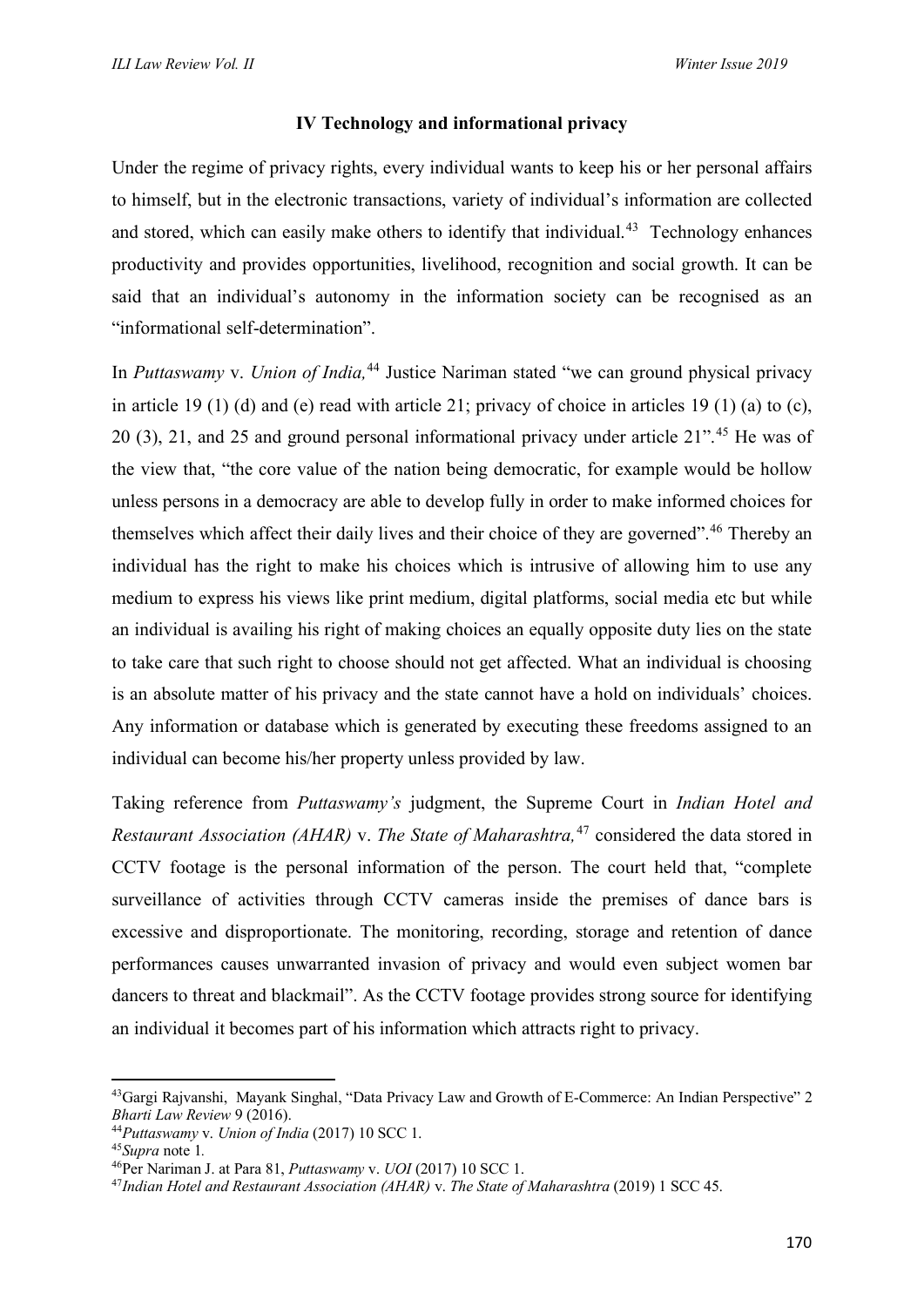## IV Technology and informational privacy

Under the regime of privacy rights, every individual wants to keep his or her personal affairs to himself, but in the electronic transactions, variety of individual's information are collected and stored, which can easily make others to identify that individual.[43] Technology enhances productivity and provides opportunities, livelihood, recognition and social growth. It can be said that an individual's autonomy in the information society can be recognised as an "informational self-determination".

In *Puttaswamy* v. *Union of India,*[44] Justice Nariman stated "we can ground physical privacy in article 19 (1) (d) and (e) read with article 21; privacy of choice in articles 19 (1) (a) to (c), 20 (3), 21, and 25 and ground personal informational privacy under article 21".[45] He was of the view that, "the core value of the nation being democratic, for example would be hollow unless persons in a democracy are able to develop fully in order to make informed choices for themselves which affect their daily lives and their choice of they are governed".[46] Thereby an individual has the right to make his choices which is intrusive of allowing him to use any medium to express his views like print medium, digital platforms, social media etc but while an individual is availing his right of making choices an equally opposite duty lies on the state to take care that such right to choose should not get affected. What an individual is choosing is an absolute matter of his privacy and the state cannot have a hold on individuals' choices. Any information or database which is generated by executing these freedoms assigned to an individual can become his/her property unless provided by law.

Taking reference from *Puttaswamy's* judgment, the Supreme Court in *Indian Hotel and Restaurant Association (AHAR)* v. *The State of Maharashtra,*[47] considered the data stored in CCTV footage is the personal information of the person. The court held that, "complete surveillance of activities through CCTV cameras inside the premises of dance bars is excessive and disproportionate. The monitoring, recording, storage and retention of dance performances causes unwarranted invasion of privacy and would even subject women bar dancers to threat and blackmail". As the CCTV footage provides strong source for identifying an individual it becomes part of his information which attracts right to privacy.

---

[43] Gargi Rajvanshi, Mayank Singhal, "Data Privacy Law and Growth of E-Commerce: An Indian Perspective" 2 *Bharti Law Review* 9 (2016).

[44] *Puttaswamy* v. *Union of India* (2017) 10 SCC 1.

[45] *Supra* note 1.

[46] Per Nariman J. at Para 81, *Puttaswamy* v. *UOI* (2017) 10 SCC 1.

[47] *Indian Hotel and Restaurant Association (AHAR)* v. *The State of Maharashtra* (2019) 1 SCC 45.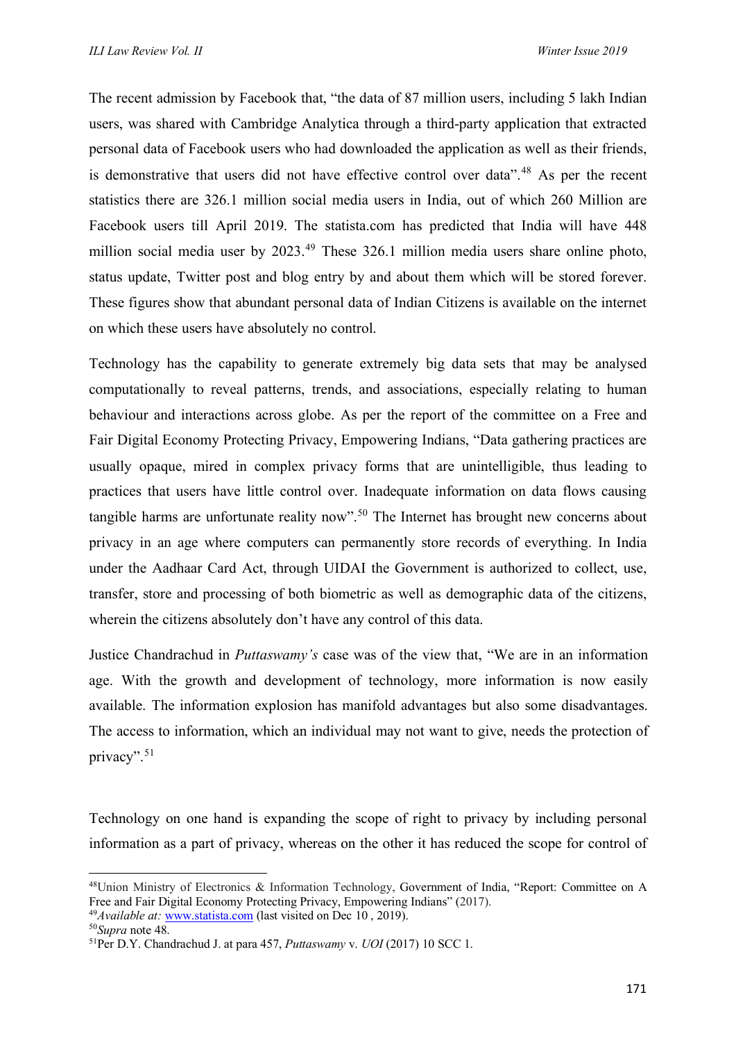The recent admission by Facebook that, "the data of 87 million users, including 5 lakh Indian users, was shared with Cambridge Analytica through a third-party application that extracted personal data of Facebook users who had downloaded the application as well as their friends, is demonstrative that users did not have effective control over data".[48] As per the recent statistics there are 326.1 million social media users in India, out of which 260 Million are Facebook users till April 2019. The statista.com has predicted that India will have 448 million social media user by 2023.[49] These 326.1 million media users share online photo, status update, Twitter post and blog entry by and about them which will be stored forever. These figures show that abundant personal data of Indian Citizens is available on the internet on which these users have absolutely no control.

Technology has the capability to generate extremely big data sets that may be analysed computationally to reveal patterns, trends, and associations, especially relating to human behaviour and interactions across globe. As per the report of the committee on a Free and Fair Digital Economy Protecting Privacy, Empowering Indians, "Data gathering practices are usually opaque, mired in complex privacy forms that are unintelligible, thus leading to practices that users have little control over. Inadequate information on data flows causing tangible harms are unfortunate reality now".[50] The Internet has brought new concerns about privacy in an age where computers can permanently store records of everything. In India under the Aadhaar Card Act, through UIDAI the Government is authorized to collect, use, transfer, store and processing of both biometric as well as demographic data of the citizens, wherein the citizens absolutely don't have any control of this data.

Justice Chandrachud in *Puttaswamy's* case was of the view that, "We are in an information age. With the growth and development of technology, more information is now easily available. The information explosion has manifold advantages but also some disadvantages. The access to information, which an individual may not want to give, needs the protection of privacy".[51]

Technology on one hand is expanding the scope of right to privacy by including personal information as a part of privacy, whereas on the other it has reduced the scope for control of

---

[48] Union Ministry of Electronics & Information Technology, Government of India, "Report: Committee on A Free and Fair Digital Economy Protecting Privacy, Empowering Indians" (2017).

[49] *Available at:* www.statista.com (last visited on Dec 10 , 2019).

[50] *Supra* note 48.

[51] Per D.Y. Chandrachud J. at para 457, *Puttaswamy* v. *UOI* (2017) 10 SCC 1.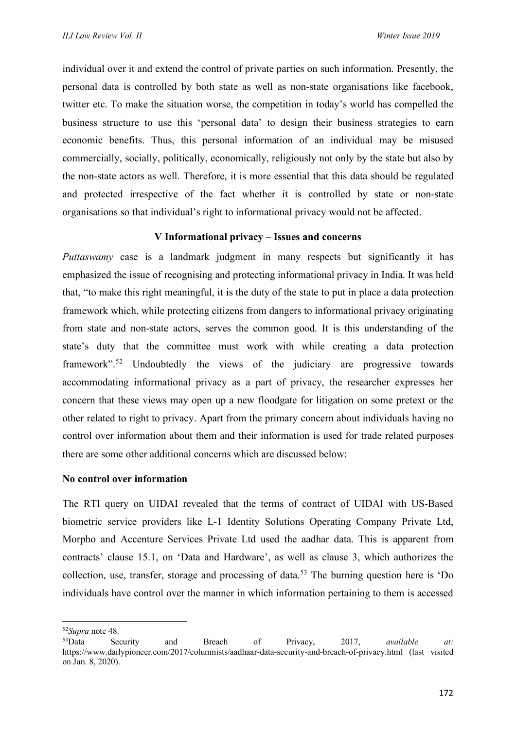individual over it and extend the control of private parties on such information. Presently, the personal data is controlled by both state as well as non-state organisations like facebook, twitter etc. To make the situation worse, the competition in today's world has compelled the business structure to use this 'personal data' to design their business strategies to earn economic benefits. Thus, this personal information of an individual may be misused commercially, socially, politically, economically, religiously not only by the state but also by the non-state actors as well. Therefore, it is more essential that this data should be regulated and protected irrespective of the fact whether it is controlled by state or non-state organisations so that individual's right to informational privacy would not be affected.

## V Informational privacy – Issues and concerns

*Puttaswamy* case is a landmark judgment in many respects but significantly it has emphasized the issue of recognising and protecting informational privacy in India. It was held that, "to make this right meaningful, it is the duty of the state to put in place a data protection framework which, while protecting citizens from dangers to informational privacy originating from state and non-state actors, serves the common good. It is this understanding of the state's duty that the committee must work with while creating a data protection framework".[52] Undoubtedly the views of the judiciary are progressive towards accommodating informational privacy as a part of privacy, the researcher expresses her concern that these views may open up a new floodgate for litigation on some pretext or the other related to right to privacy. Apart from the primary concern about individuals having no control over information about them and their information is used for trade related purposes there are some other additional concerns which are discussed below:

**No control over information**

The RTI query on UIDAI revealed that the terms of contract of UIDAI with US-Based biometric service providers like L-1 Identity Solutions Operating Company Private Ltd, Morpho and Accenture Services Private Ltd used the aadhar data. This is apparent from contracts' clause 15.1, on 'Data and Hardware', as well as clause 3, which authorizes the collection, use, transfer, storage and processing of data.[53] The burning question here is 'Do individuals have control over the manner in which information pertaining to them is accessed

---

[52]*Supra* note 48.

[53]Data Security and Breach of Privacy, 2017, *available at:* https://www.dailypioneer.com/2017/columnists/aadhaar-data-security-and-breach-of-privacy.html (last visited on Jan. 8, 2020).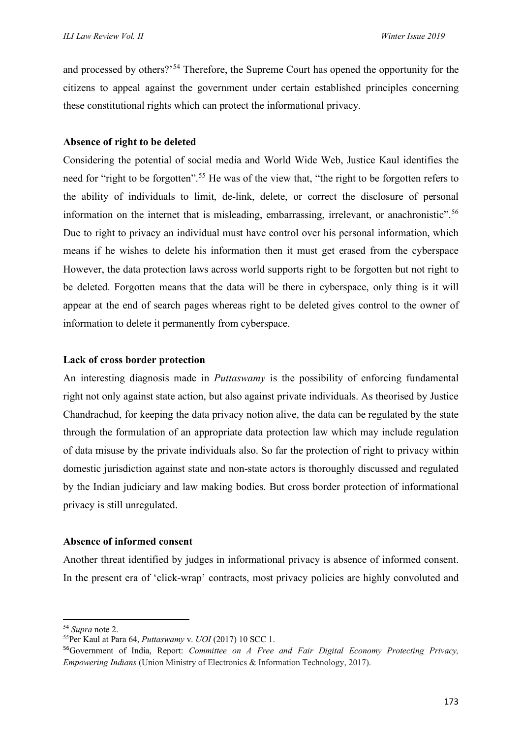and processed by others?'[54] Therefore, the Supreme Court has opened the opportunity for the citizens to appeal against the government under certain established principles concerning these constitutional rights which can protect the informational privacy.

**Absence of right to be deleted**

Considering the potential of social media and World Wide Web, Justice Kaul identifies the need for "right to be forgotten".[55] He was of the view that, "the right to be forgotten refers to the ability of individuals to limit, de-link, delete, or correct the disclosure of personal information on the internet that is misleading, embarrassing, irrelevant, or anachronistic".[56] Due to right to privacy an individual must have control over his personal information, which means if he wishes to delete his information then it must get erased from the cyberspace However, the data protection laws across world supports right to be forgotten but not right to be deleted. Forgotten means that the data will be there in cyberspace, only thing is it will appear at the end of search pages whereas right to be deleted gives control to the owner of information to delete it permanently from cyberspace.

**Lack of cross border protection**

An interesting diagnosis made in *Puttaswamy* is the possibility of enforcing fundamental right not only against state action, but also against private individuals. As theorised by Justice Chandrachud, for keeping the data privacy notion alive, the data can be regulated by the state through the formulation of an appropriate data protection law which may include regulation of data misuse by the private individuals also. So far the protection of right to privacy within domestic jurisdiction against state and non-state actors is thoroughly discussed and regulated by the Indian judiciary and law making bodies. But cross border protection of informational privacy is still unregulated.

**Absence of informed consent**

Another threat identified by judges in informational privacy is absence of informed consent. In the present era of 'click-wrap' contracts, most privacy policies are highly convoluted and

---

[54] *Supra* note 2.

[55] Per Kaul at Para 64, *Puttaswamy* v. *UOI* (2017) 10 SCC 1.

[56] Government of India, Report: *Committee on A Free and Fair Digital Economy Protecting Privacy, Empowering Indians* (Union Ministry of Electronics & Information Technology, 2017).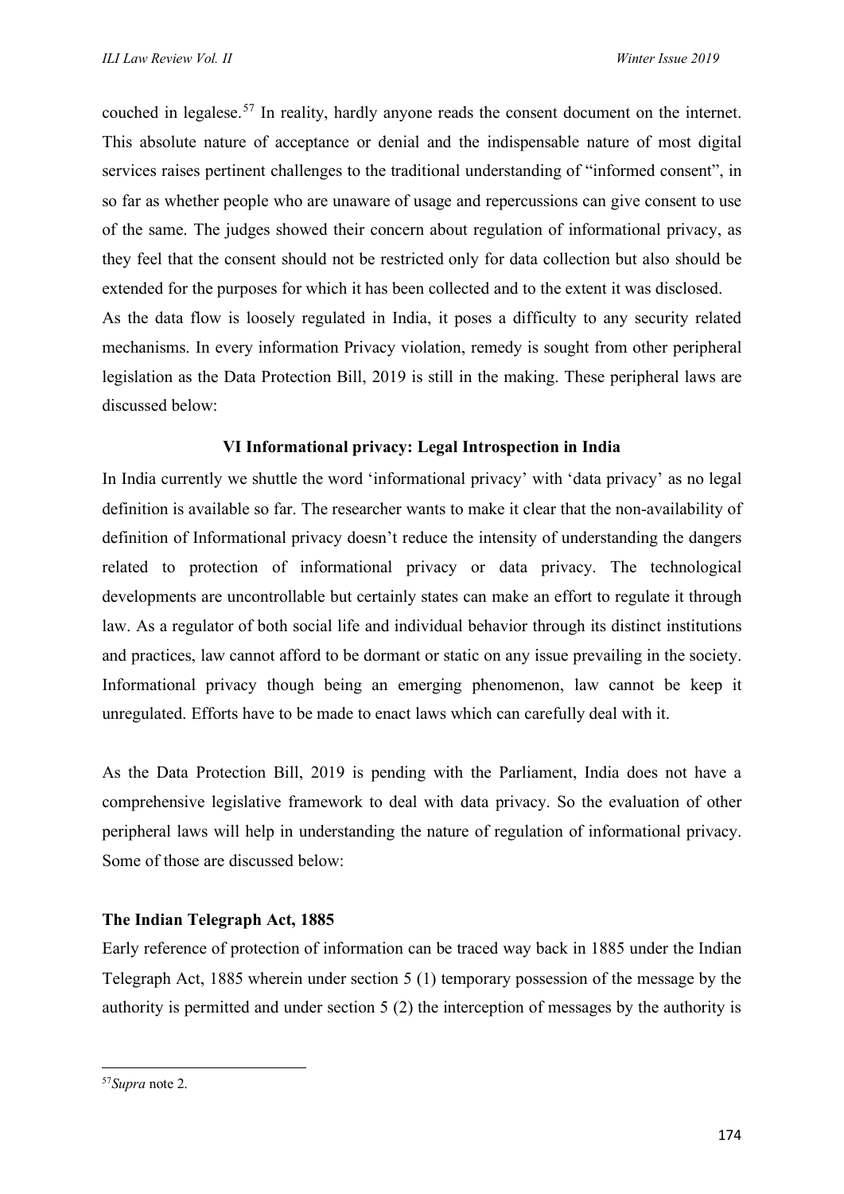couched in legalese.[57] In reality, hardly anyone reads the consent document on the internet. This absolute nature of acceptance or denial and the indispensable nature of most digital services raises pertinent challenges to the traditional understanding of "informed consent", in so far as whether people who are unaware of usage and repercussions can give consent to use of the same. The judges showed their concern about regulation of informational privacy, as they feel that the consent should not be restricted only for data collection but also should be extended for the purposes for which it has been collected and to the extent it was disclosed.

As the data flow is loosely regulated in India, it poses a difficulty to any security related mechanisms. In every information Privacy violation, remedy is sought from other peripheral legislation as the Data Protection Bill, 2019 is still in the making. These peripheral laws are discussed below:

## VI Informational privacy: Legal Introspection in India

In India currently we shuttle the word 'informational privacy' with 'data privacy' as no legal definition is available so far. The researcher wants to make it clear that the non-availability of definition of Informational privacy doesn't reduce the intensity of understanding the dangers related to protection of informational privacy or data privacy. The technological developments are uncontrollable but certainly states can make an effort to regulate it through law. As a regulator of both social life and individual behavior through its distinct institutions and practices, law cannot afford to be dormant or static on any issue prevailing in the society. Informational privacy though being an emerging phenomenon, law cannot be keep it unregulated. Efforts have to be made to enact laws which can carefully deal with it.

As the Data Protection Bill, 2019 is pending with the Parliament, India does not have a comprehensive legislative framework to deal with data privacy. So the evaluation of other peripheral laws will help in understanding the nature of regulation of informational privacy. Some of those are discussed below:

### The Indian Telegraph Act, 1885

Early reference of protection of information can be traced way back in 1885 under the Indian Telegraph Act, 1885 wherein under section 5 (1) temporary possession of the message by the authority is permitted and under section 5 (2) the interception of messages by the authority is

[57] *Supra* note 2.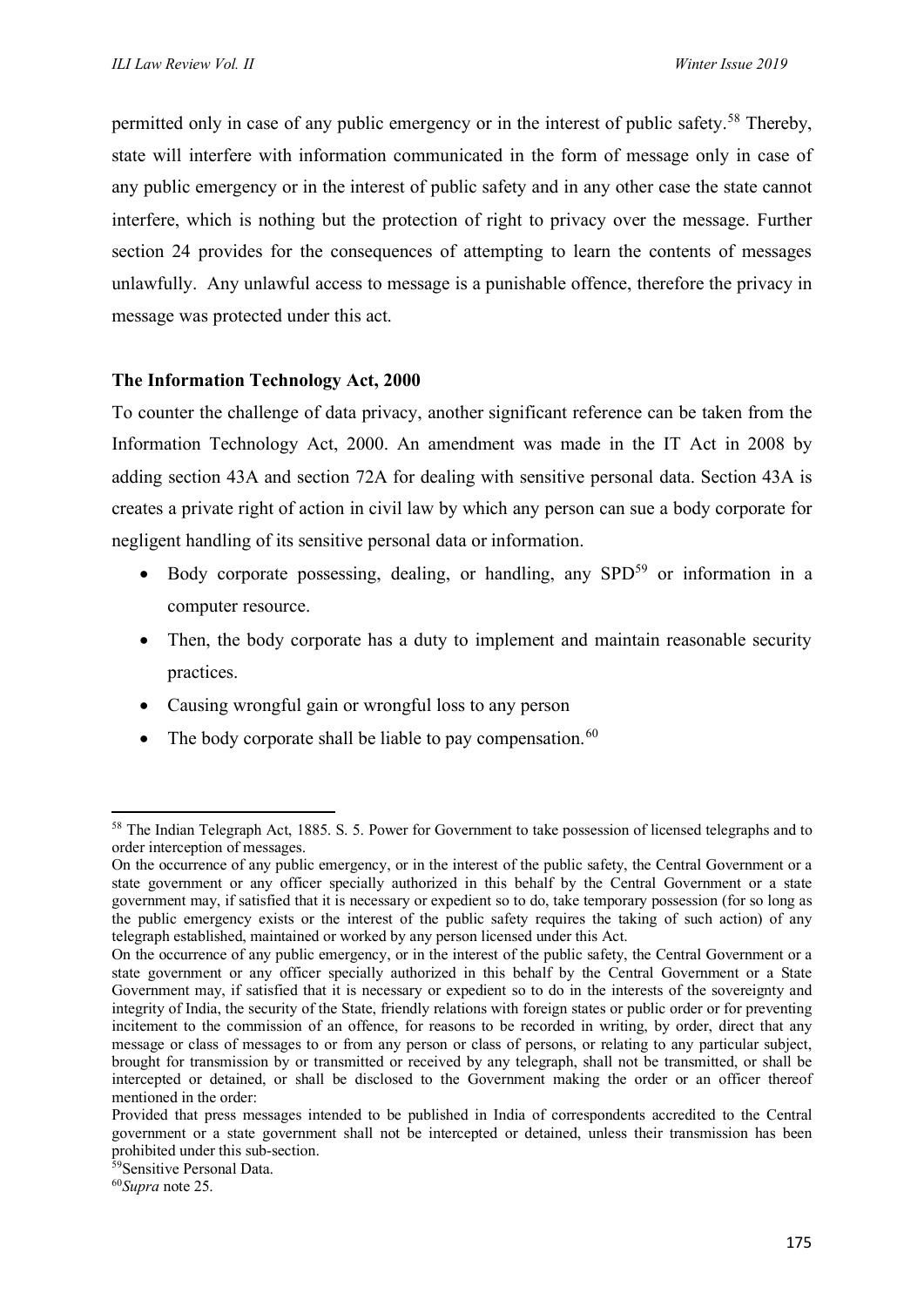permitted only in case of any public emergency or in the interest of public safety.[58] Thereby, state will interfere with information communicated in the form of message only in case of any public emergency or in the interest of public safety and in any other case the state cannot interfere, which is nothing but the protection of right to privacy over the message. Further section 24 provides for the consequences of attempting to learn the contents of messages unlawfully. Any unlawful access to message is a punishable offence, therefore the privacy in message was protected under this act.

**The Information Technology Act, 2000**

To counter the challenge of data privacy, another significant reference can be taken from the Information Technology Act, 2000. An amendment was made in the IT Act in 2008 by adding section 43A and section 72A for dealing with sensitive personal data. Section 43A is creates a private right of action in civil law by which any person can sue a body corporate for negligent handling of its sensitive personal data or information.

- Body corporate possessing, dealing, or handling, any SPD[59] or information in a computer resource.
- Then, the body corporate has a duty to implement and maintain reasonable security practices.
- Causing wrongful gain or wrongful loss to any person
- The body corporate shall be liable to pay compensation.[60]

---

[58] The Indian Telegraph Act, 1885. S. 5. Power for Government to take possession of licensed telegraphs and to order interception of messages.

On the occurrence of any public emergency, or in the interest of the public safety, the Central Government or a state government or any officer specially authorized in this behalf by the Central Government or a state government may, if satisfied that it is necessary or expedient so to do, take temporary possession (for so long as the public emergency exists or the interest of the public safety requires the taking of such action) of any telegraph established, maintained or worked by any person licensed under this Act.

On the occurrence of any public emergency, or in the interest of the public safety, the Central Government or a state government or any officer specially authorized in this behalf by the Central Government or a State Government may, if satisfied that it is necessary or expedient so to do in the interests of the sovereignty and integrity of India, the security of the State, friendly relations with foreign states or public order or for preventing incitement to the commission of an offence, for reasons to be recorded in writing, by order, direct that any message or class of messages to or from any person or class of persons, or relating to any particular subject, brought for transmission by or transmitted or received by any telegraph, shall not be transmitted, or shall be intercepted or detained, or shall be disclosed to the Government making the order or an officer thereof mentioned in the order:

Provided that press messages intended to be published in India of correspondents accredited to the Central government or a state government shall not be intercepted or detained, unless their transmission has been prohibited under this sub-section.

[59] Sensitive Personal Data.

[60] *Supra* note 25.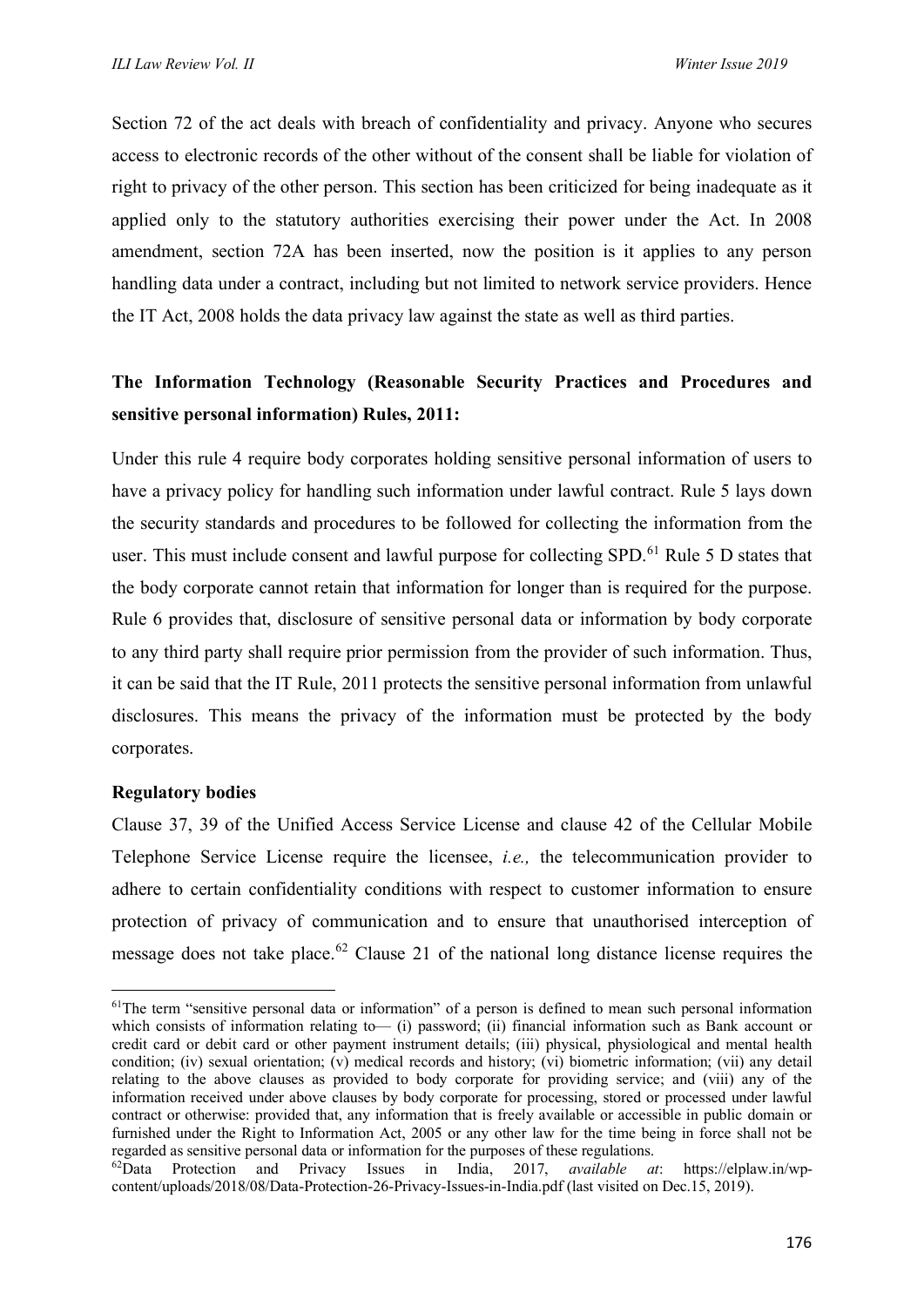Section 72 of the act deals with breach of confidentiality and privacy. Anyone who secures access to electronic records of the other without of the consent shall be liable for violation of right to privacy of the other person. This section has been criticized for being inadequate as it applied only to the statutory authorities exercising their power under the Act. In 2008 amendment, section 72A has been inserted, now the position is it applies to any person handling data under a contract, including but not limited to network service providers. Hence the IT Act, 2008 holds the data privacy law against the state as well as third parties.

**The Information Technology (Reasonable Security Practices and Procedures and sensitive personal information) Rules, 2011:**

Under this rule 4 require body corporates holding sensitive personal information of users to have a privacy policy for handling such information under lawful contract. Rule 5 lays down the security standards and procedures to be followed for collecting the information from the user. This must include consent and lawful purpose for collecting SPD.[61] Rule 5 D states that the body corporate cannot retain that information for longer than is required for the purpose. Rule 6 provides that, disclosure of sensitive personal data or information by body corporate to any third party shall require prior permission from the provider of such information. Thus, it can be said that the IT Rule, 2011 protects the sensitive personal information from unlawful disclosures. This means the privacy of the information must be protected by the body corporates.

**Regulatory bodies**

Clause 37, 39 of the Unified Access Service License and clause 42 of the Cellular Mobile Telephone Service License require the licensee, *i.e.,* the telecommunication provider to adhere to certain confidentiality conditions with respect to customer information to ensure protection of privacy of communication and to ensure that unauthorised interception of message does not take place.[62] Clause 21 of the national long distance license requires the

---

[61]The term "sensitive personal data or information" of a person is defined to mean such personal information which consists of information relating to— (i) password; (ii) financial information such as Bank account or credit card or debit card or other payment instrument details; (iii) physical, physiological and mental health condition; (iv) sexual orientation; (v) medical records and history; (vi) biometric information; (vii) any detail relating to the above clauses as provided to body corporate for providing service; and (viii) any of the information received under above clauses by body corporate for processing, stored or processed under lawful contract or otherwise: provided that, any information that is freely available or accessible in public domain or furnished under the Right to Information Act, 2005 or any other law for the time being in force shall not be regarded as sensitive personal data or information for the purposes of these regulations.

[62]Data Protection and Privacy Issues in India, 2017, *available at*: https://elplaw.in/wp-content/uploads/2018/08/Data-Protection-26-Privacy-Issues-in-India.pdf (last visited on Dec.15, 2019).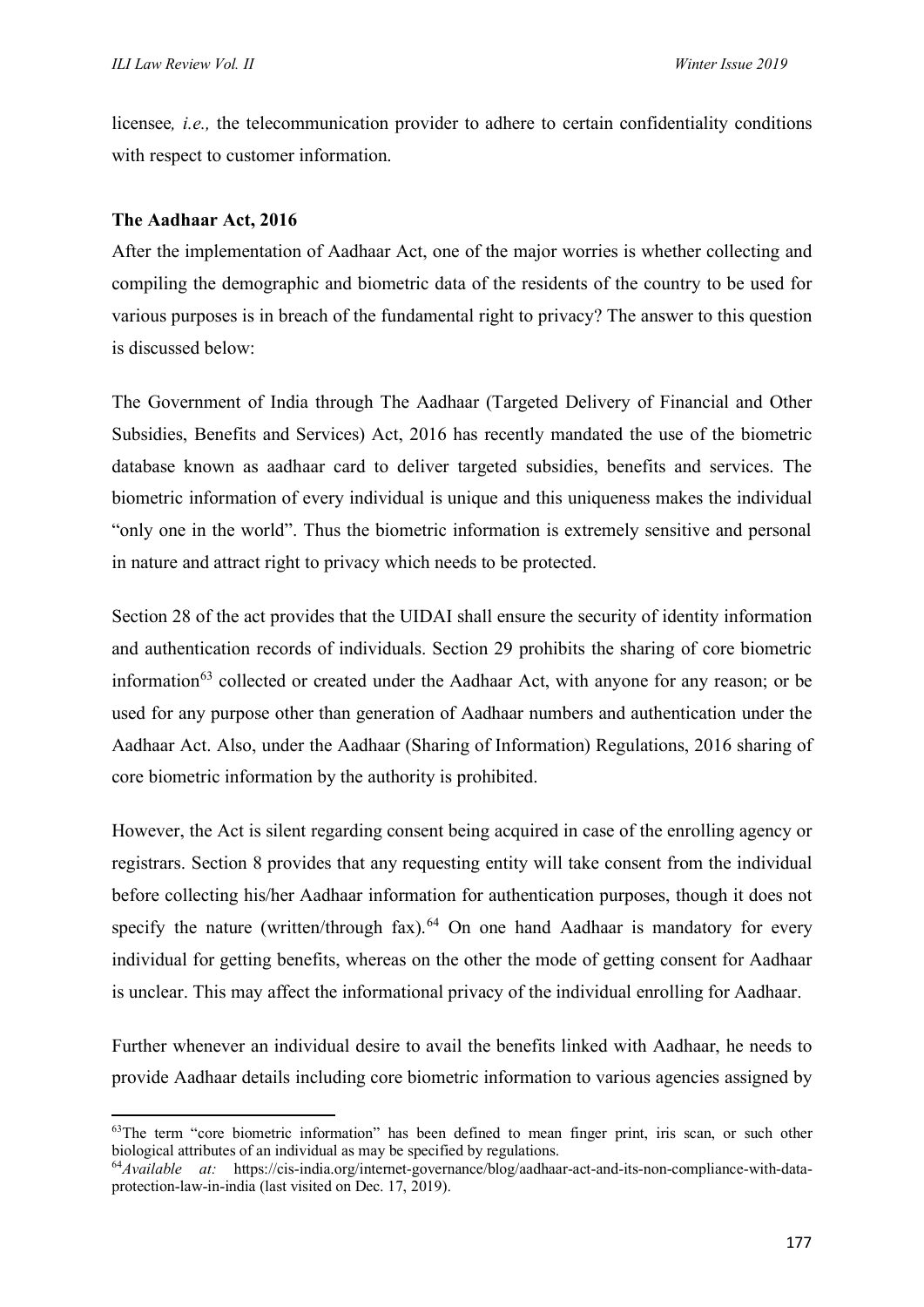licensee*, i.e.,* the telecommunication provider to adhere to certain confidentiality conditions with respect to customer information.

**The Aadhaar Act, 2016**

After the implementation of Aadhaar Act, one of the major worries is whether collecting and compiling the demographic and biometric data of the residents of the country to be used for various purposes is in breach of the fundamental right to privacy? The answer to this question is discussed below:

The Government of India through The Aadhaar (Targeted Delivery of Financial and Other Subsidies, Benefits and Services) Act, 2016 has recently mandated the use of the biometric database known as aadhaar card to deliver targeted subsidies, benefits and services. The biometric information of every individual is unique and this uniqueness makes the individual "only one in the world". Thus the biometric information is extremely sensitive and personal in nature and attract right to privacy which needs to be protected.

Section 28 of the act provides that the UIDAI shall ensure the security of identity information and authentication records of individuals. Section 29 prohibits the sharing of core biometric information[63] collected or created under the Aadhaar Act, with anyone for any reason; or be used for any purpose other than generation of Aadhaar numbers and authentication under the Aadhaar Act. Also, under the Aadhaar (Sharing of Information) Regulations, 2016 sharing of core biometric information by the authority is prohibited.

However, the Act is silent regarding consent being acquired in case of the enrolling agency or registrars. Section 8 provides that any requesting entity will take consent from the individual before collecting his/her Aadhaar information for authentication purposes, though it does not specify the nature (written/through fax).[64] On one hand Aadhaar is mandatory for every individual for getting benefits, whereas on the other the mode of getting consent for Aadhaar is unclear. This may affect the informational privacy of the individual enrolling for Aadhaar.

Further whenever an individual desire to avail the benefits linked with Aadhaar, he needs to provide Aadhaar details including core biometric information to various agencies assigned by

---

[63] The term "core biometric information" has been defined to mean finger print, iris scan, or such other biological attributes of an individual as may be specified by regulations.

[64] *Available at:* https://cis-india.org/internet-governance/blog/aadhaar-act-and-its-non-compliance-with-data-protection-law-in-india (last visited on Dec. 17, 2019).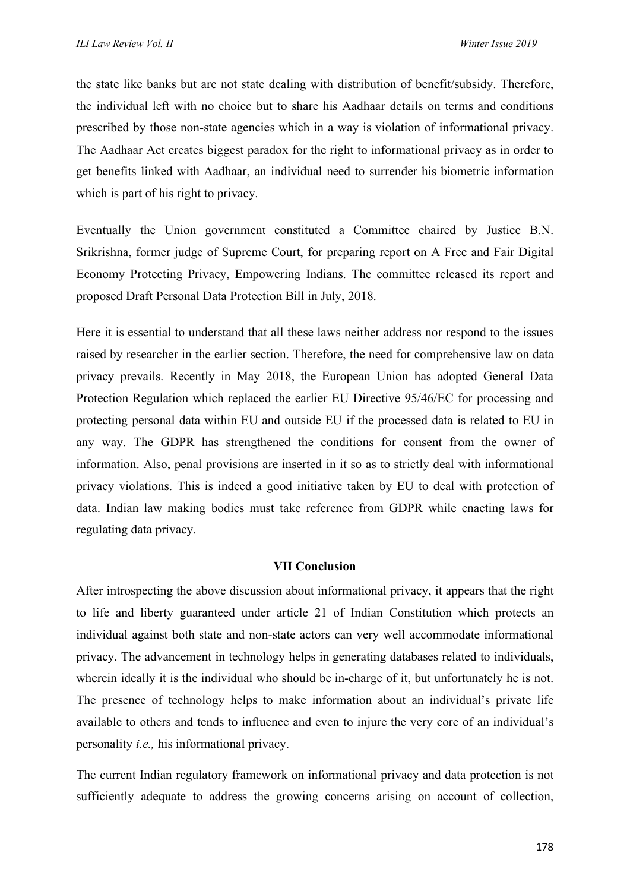the state like banks but are not state dealing with distribution of benefit/subsidy. Therefore, the individual left with no choice but to share his Aadhaar details on terms and conditions prescribed by those non-state agencies which in a way is violation of informational privacy. The Aadhaar Act creates biggest paradox for the right to informational privacy as in order to get benefits linked with Aadhaar, an individual need to surrender his biometric information which is part of his right to privacy.

Eventually the Union government constituted a Committee chaired by Justice B.N. Srikrishna, former judge of Supreme Court, for preparing report on A Free and Fair Digital Economy Protecting Privacy, Empowering Indians. The committee released its report and proposed Draft Personal Data Protection Bill in July, 2018.

Here it is essential to understand that all these laws neither address nor respond to the issues raised by researcher in the earlier section. Therefore, the need for comprehensive law on data privacy prevails. Recently in May 2018, the European Union has adopted General Data Protection Regulation which replaced the earlier EU Directive 95/46/EC for processing and protecting personal data within EU and outside EU if the processed data is related to EU in any way. The GDPR has strengthened the conditions for consent from the owner of information. Also, penal provisions are inserted in it so as to strictly deal with informational privacy violations. This is indeed a good initiative taken by EU to deal with protection of data. Indian law making bodies must take reference from GDPR while enacting laws for regulating data privacy.

## VII Conclusion

After introspecting the above discussion about informational privacy, it appears that the right to life and liberty guaranteed under article 21 of Indian Constitution which protects an individual against both state and non-state actors can very well accommodate informational privacy. The advancement in technology helps in generating databases related to individuals, wherein ideally it is the individual who should be in-charge of it, but unfortunately he is not. The presence of technology helps to make information about an individual's private life available to others and tends to influence and even to injure the very core of an individual's personality *i.e.,* his informational privacy.

The current Indian regulatory framework on informational privacy and data protection is not sufficiently adequate to address the growing concerns arising on account of collection,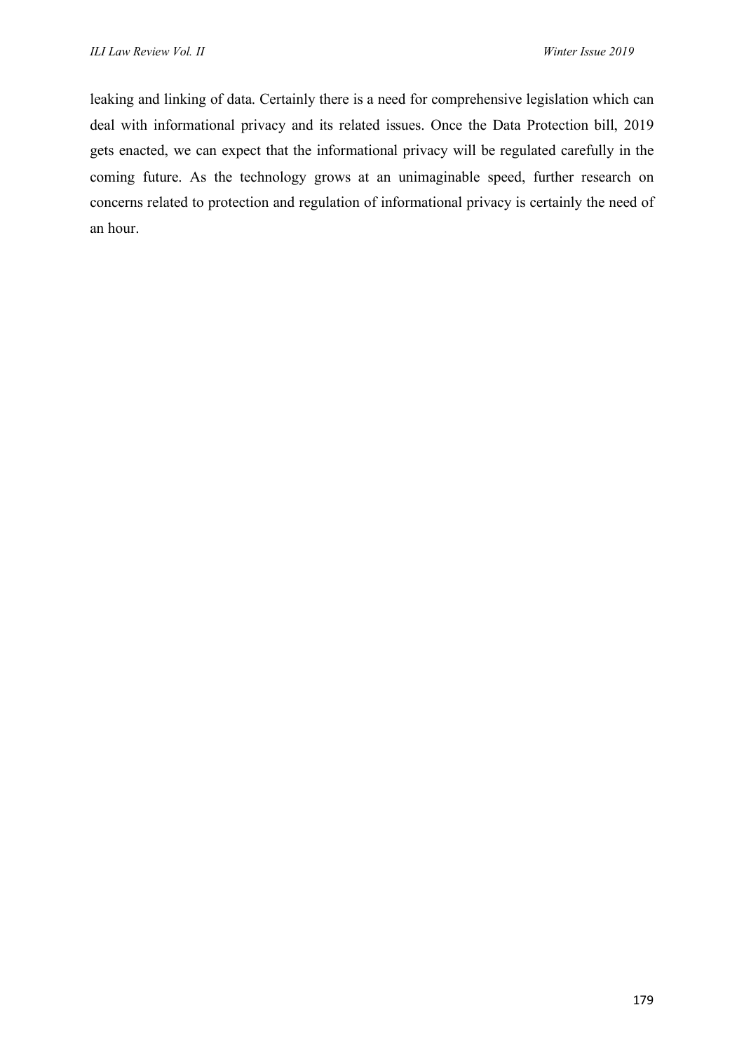leaking and linking of data. Certainly there is a need for comprehensive legislation which can deal with informational privacy and its related issues. Once the Data Protection bill, 2019 gets enacted, we can expect that the informational privacy will be regulated carefully in the coming future. As the technology grows at an unimaginable speed, further research on concerns related to protection and regulation of informational privacy is certainly the need of an hour.